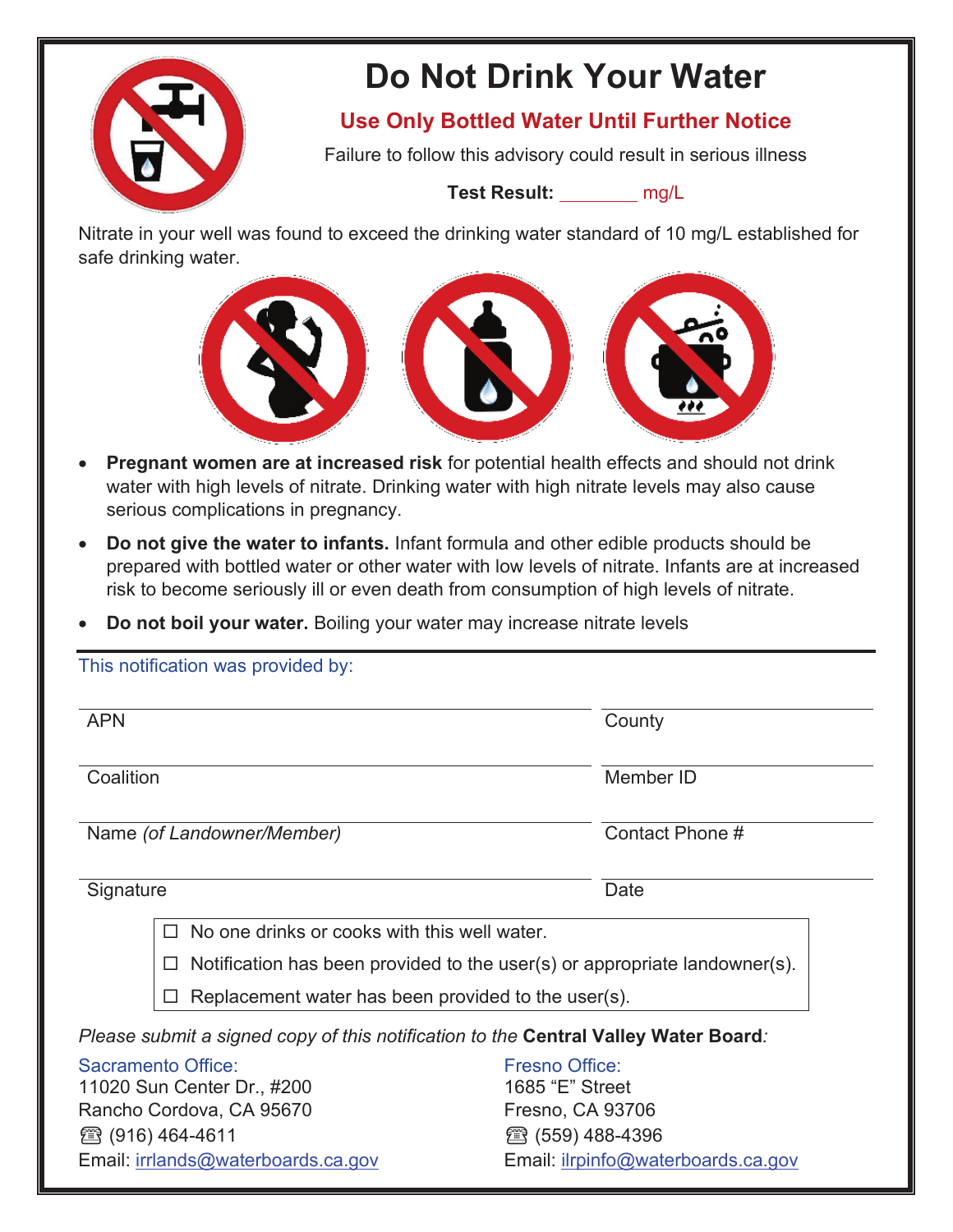# Do Not Drink Your Water

## Use Only Bottled Water Until Further Notice

Failure to follow this advisory could result in serious illness

**Test Result:** ________ mg/L

Nitrate in your well was found to exceed the drinking water standard of 10 mg/L established for safe drinking water.

- **Pregnant women are at increased risk** for potential health effects and should not drink water with high levels of nitrate. Drinking water with high nitrate levels may also cause serious complications in pregnancy.
- **Do not give the water to infants.** Infant formula and other edible products should be prepared with bottled water or other water with low levels of nitrate. Infants are at increased risk to become seriously ill or even death from consumption of high levels of nitrate.
- **Do not boil your water.** Boiling your water may increase nitrate levels

---

This notification was provided by:

| | |
|---|---|
| APN | County |
| Coalition | Member ID |
| Name *(of Landowner/Member)* | Contact Phone # |
| Signature | Date |

☐ No one drinks or cooks with this well water.

☐ Notification has been provided to the user(s) or appropriate landowner(s).

☐ Replacement water has been provided to the user(s).

*Please submit a signed copy of this notification to the* **Central Valley Water Board***:*

Sacramento Office:
11020 Sun Center Dr., #200
Rancho Cordova, CA 95670
☎ (916) 464-4611
Email: irrlands@waterboards.ca.gov

Fresno Office:
1685 "E" Street
Fresno, CA 93706
☎ (559) 488-4396
Email: ilrpinfo@waterboards.ca.gov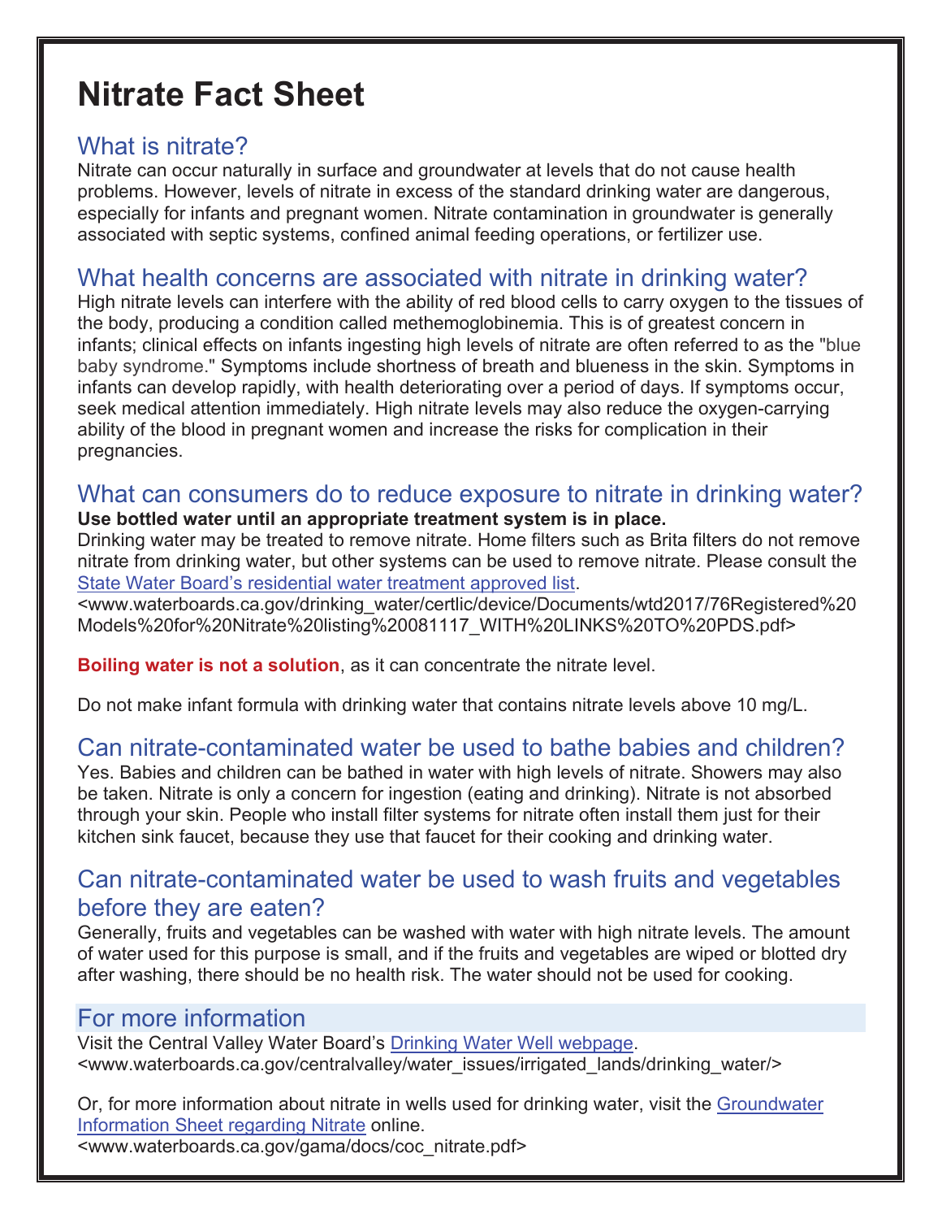# Nitrate Fact Sheet

## What is nitrate?

Nitrate can occur naturally in surface and groundwater at levels that do not cause health problems. However, levels of nitrate in excess of the standard drinking water are dangerous, especially for infants and pregnant women. Nitrate contamination in groundwater is generally associated with septic systems, confined animal feeding operations, or fertilizer use.

## What health concerns are associated with nitrate in drinking water?

High nitrate levels can interfere with the ability of red blood cells to carry oxygen to the tissues of the body, producing a condition called methemoglobinemia. This is of greatest concern in infants; clinical effects on infants ingesting high levels of nitrate are often referred to as the "blue baby syndrome." Symptoms include shortness of breath and blueness in the skin. Symptoms in infants can develop rapidly, with health deteriorating over a period of days. If symptoms occur, seek medical attention immediately. High nitrate levels may also reduce the oxygen-carrying ability of the blood in pregnant women and increase the risks for complication in their pregnancies.

## What can consumers do to reduce exposure to nitrate in drinking water?

**Use bottled water until an appropriate treatment system is in place.**

Drinking water may be treated to remove nitrate. Home filters such as Brita filters do not remove nitrate from drinking water, but other systems can be used to remove nitrate. Please consult the State Water Board's residential water treatment approved list.
<www.waterboards.ca.gov/drinking_water/certlic/device/Documents/wtd2017/76Registered%20Models%20for%20Nitrate%20listing%20081117_WITH%20LINKS%20TO%20PDS.pdf>

**Boiling water is not a solution**, as it can concentrate the nitrate level.

Do not make infant formula with drinking water that contains nitrate levels above 10 mg/L.

## Can nitrate-contaminated water be used to bathe babies and children?

Yes. Babies and children can be bathed in water with high levels of nitrate. Showers may also be taken. Nitrate is only a concern for ingestion (eating and drinking). Nitrate is not absorbed through your skin. People who install filter systems for nitrate often install them just for their kitchen sink faucet, because they use that faucet for their cooking and drinking water.

## Can nitrate-contaminated water be used to wash fruits and vegetables before they are eaten?

Generally, fruits and vegetables can be washed with water with high nitrate levels. The amount of water used for this purpose is small, and if the fruits and vegetables are wiped or blotted dry after washing, there should be no health risk. The water should not be used for cooking.

## For more information

Visit the Central Valley Water Board's Drinking Water Well webpage.
<www.waterboards.ca.gov/centralvalley/water_issues/irrigated_lands/drinking_water/>

Or, for more information about nitrate in wells used for drinking water, visit the Groundwater Information Sheet regarding Nitrate online.
<www.waterboards.ca.gov/gama/docs/coc_nitrate.pdf>